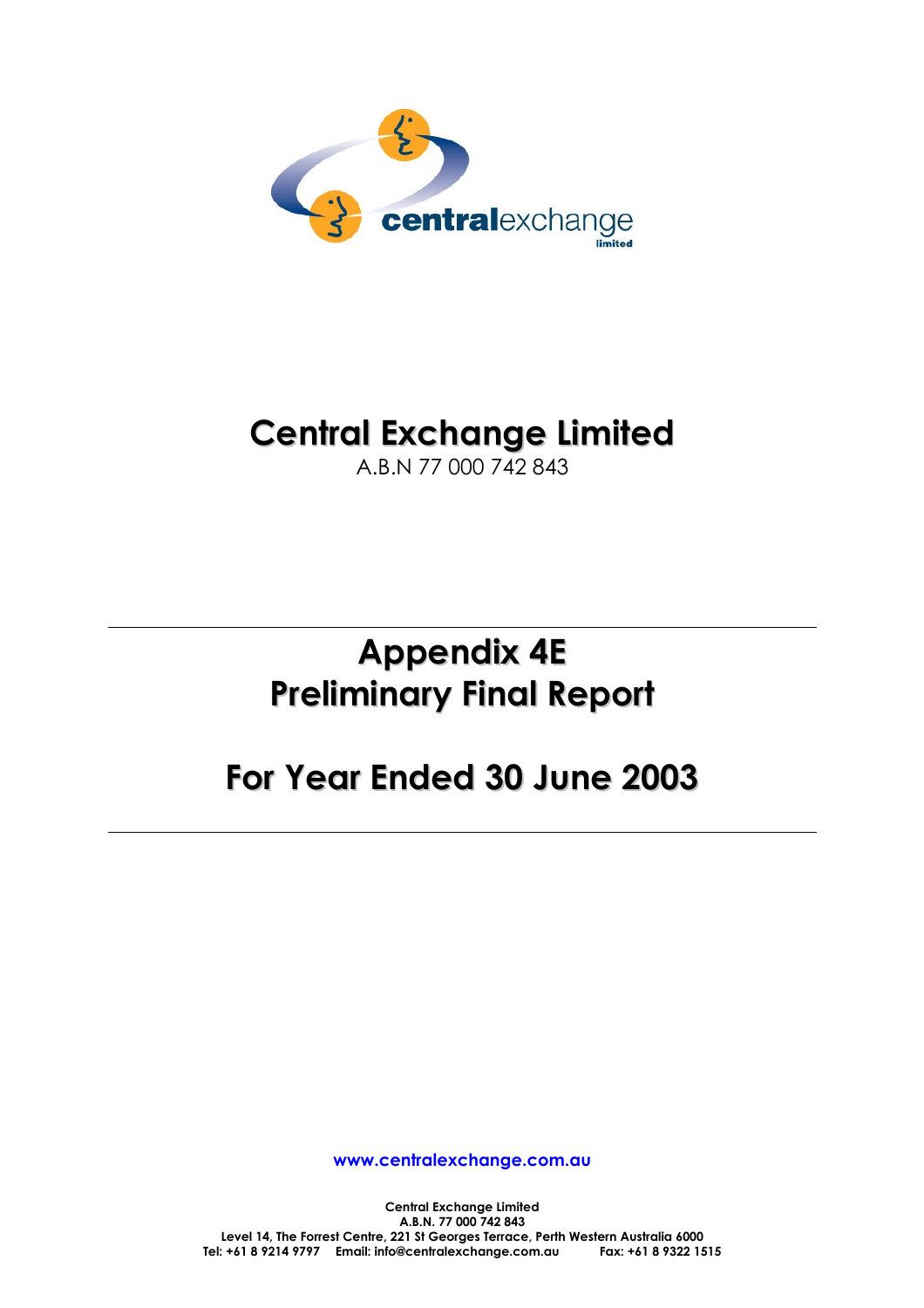# Central Exchange Limited

A.B.N 77 000 742 843

# Appendix 4E
# Preliminary Final Report

# For Year Ended 30 June 2003

www.centralexchange.com.au

**Central Exchange Limited**
**A.B.N. 77 000 742 843**
**Level 14, The Forrest Centre, 221 St Georges Terrace, Perth Western Australia 6000**
**Tel: +61 8 9214 9797 Email: info@centralexchange.com.au Fax: +61 8 9322 1515**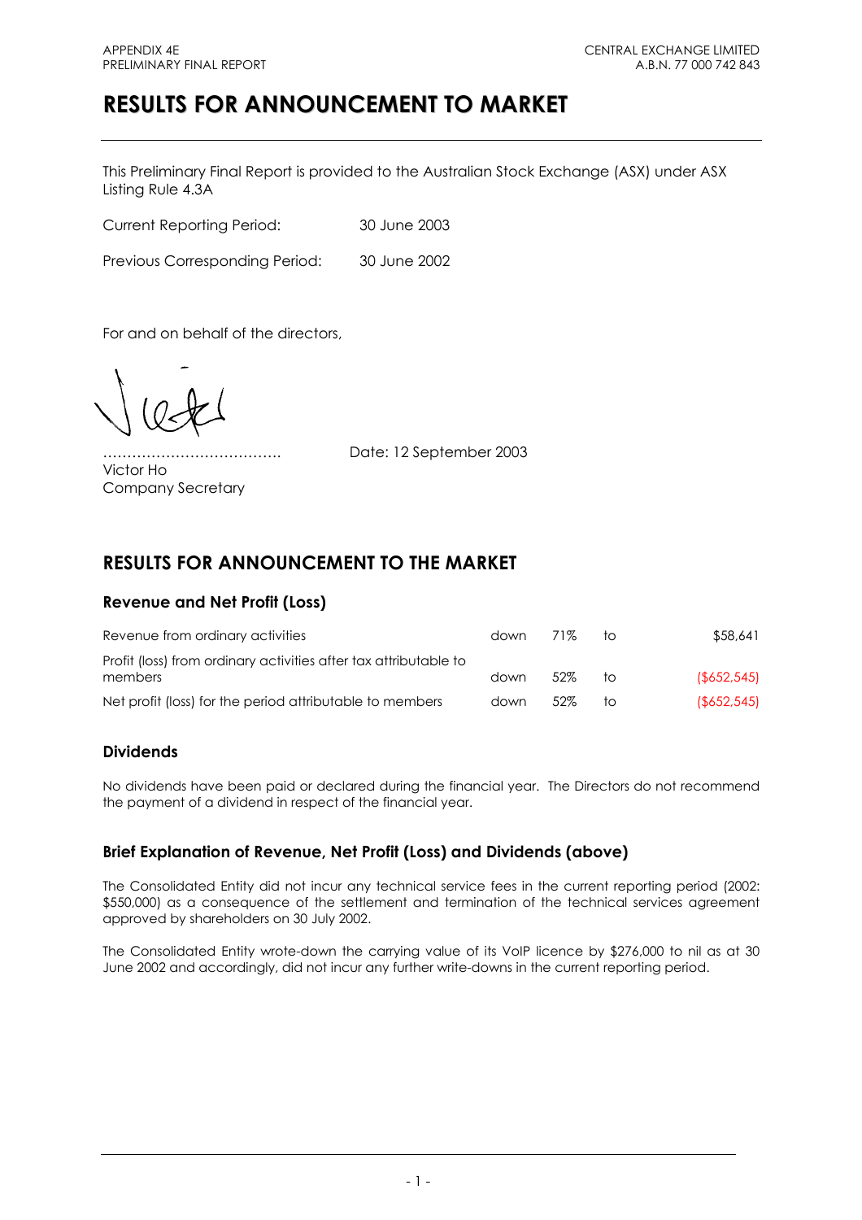# RESULTS FOR ANNOUNCEMENT TO MARKET

This Preliminary Final Report is provided to the Australian Stock Exchange (ASX) under ASX Listing Rule 4.3A

Current Reporting Period: 30 June 2003

Previous Corresponding Period: 30 June 2002

For and on behalf of the directors,

………………………………… Date: 12 September 2003

Victor Ho
Company Secretary

## RESULTS FOR ANNOUNCEMENT TO THE MARKET

### Revenue and Net Profit (Loss)

| | | | | |
|---|---|---|---|---|
| Revenue from ordinary activities | down | 71% | to | $58,641 |
| Profit (loss) from ordinary activities after tax attributable to members | down | 52% | to | ($652,545) |
| Net profit (loss) for the period attributable to members | down | 52% | to | ($652,545) |

### Dividends

No dividends have been paid or declared during the financial year. The Directors do not recommend the payment of a dividend in respect of the financial year.

### Brief Explanation of Revenue, Net Profit (Loss) and Dividends (above)

The Consolidated Entity did not incur any technical service fees in the current reporting period (2002: $550,000) as a consequence of the settlement and termination of the technical services agreement approved by shareholders on 30 July 2002.

The Consolidated Entity wrote-down the carrying value of its VoIP licence by $276,000 to nil as at 30 June 2002 and accordingly, did not incur any further write-downs in the current reporting period.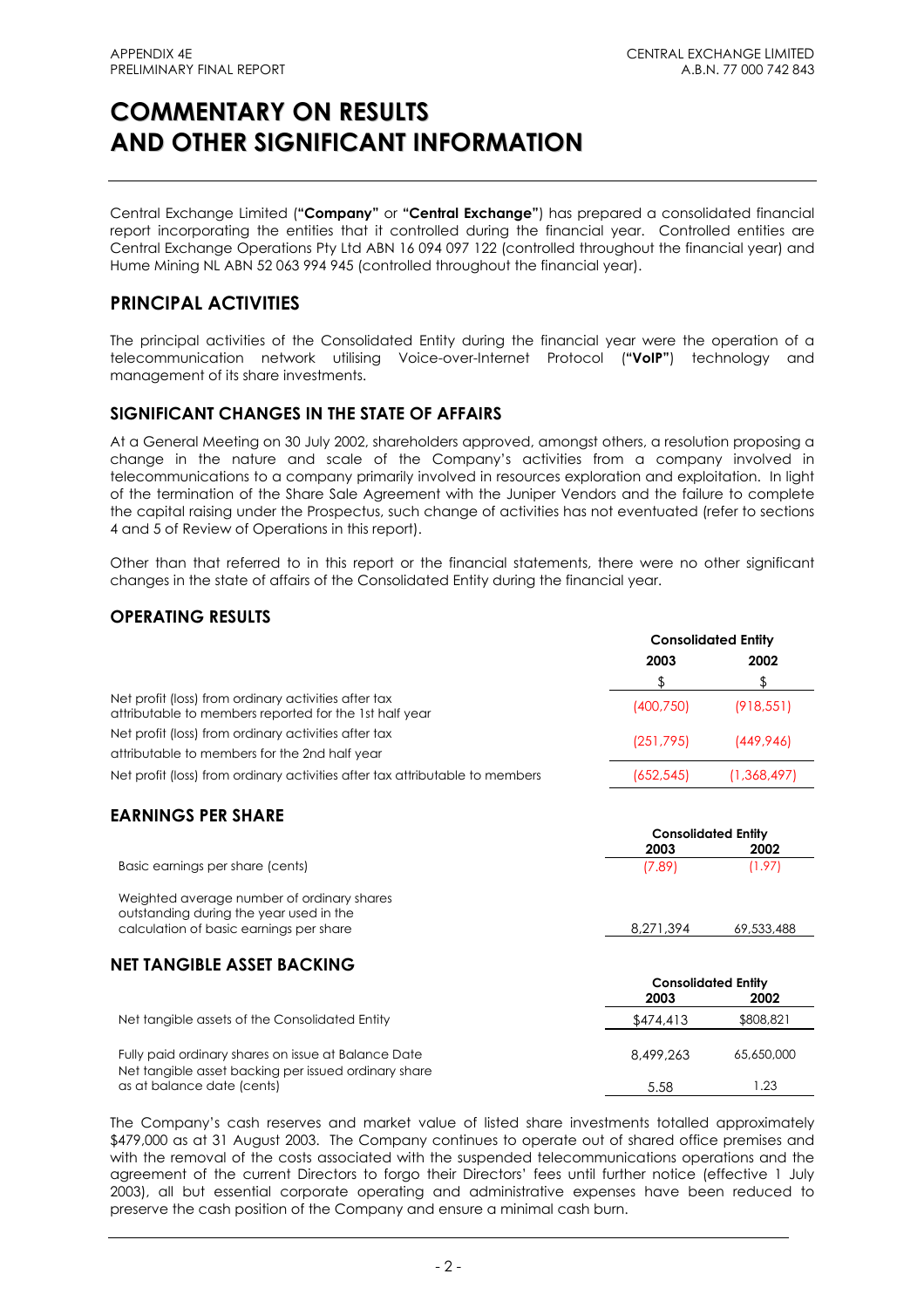# COMMENTARY ON RESULTS AND OTHER SIGNIFICANT INFORMATION

Central Exchange Limited (**"Company"** or **"Central Exchange"**) has prepared a consolidated financial report incorporating the entities that it controlled during the financial year. Controlled entities are Central Exchange Operations Pty Ltd ABN 16 094 097 122 (controlled throughout the financial year) and Hume Mining NL ABN 52 063 994 945 (controlled throughout the financial year).

## PRINCIPAL ACTIVITIES

The principal activities of the Consolidated Entity during the financial year were the operation of a telecommunication network utilising Voice-over-Internet Protocol (**"VoIP"**) technology and management of its share investments.

### SIGNIFICANT CHANGES IN THE STATE OF AFFAIRS

At a General Meeting on 30 July 2002, shareholders approved, amongst others, a resolution proposing a change in the nature and scale of the Company's activities from a company involved in telecommunications to a company primarily involved in resources exploration and exploitation. In light of the termination of the Share Sale Agreement with the Juniper Vendors and the failure to complete the capital raising under the Prospectus, such change of activities has not eventuated (refer to sections 4 and 5 of Review of Operations in this report).

Other than that referred to in this report or the financial statements, there were no other significant changes in the state of affairs of the Consolidated Entity during the financial year.

## OPERATING RESULTS

| | Consolidated Entity | |
|---|---|---|
| | 2003 | 2002 |
| | $ | $ |
| Net profit (loss) from ordinary activities after tax attributable to members reported for the 1st half year | (400,750) | (918,551) |
| Net profit (loss) from ordinary activities after tax attributable to members for the 2nd half year | (251,795) | (449,946) |
| Net profit (loss) from ordinary activities after tax attributable to members | (652,545) | (1,368,497) |

## EARNINGS PER SHARE

| | Consolidated Entity | |
|---|---|---|
| | 2003 | 2002 |
| Basic earnings per share (cents) | (7.89) | (1.97) |
| Weighted average number of ordinary shares outstanding during the year used in the calculation of basic earnings per share | 8,271,394 | 69,533,488 |

## NET TANGIBLE ASSET BACKING

| | Consolidated Entity | |
|---|---|---|
| | 2003 | 2002 |
| Net tangible assets of the Consolidated Entity | $474,413 | $808,821 |
| Fully paid ordinary shares on issue at Balance Date | 8,499,263 | 65,650,000 |
| Net tangible asset backing per issued ordinary share as at balance date (cents) | 5.58 | 1.23 |

The Company's cash reserves and market value of listed share investments totalled approximately $479,000 as at 31 August 2003. The Company continues to operate out of shared office premises and with the removal of the costs associated with the suspended telecommunications operations and the agreement of the current Directors to forgo their Directors' fees until further notice (effective 1 July 2003), all but essential corporate operating and administrative expenses have been reduced to preserve the cash position of the Company and ensure a minimal cash burn.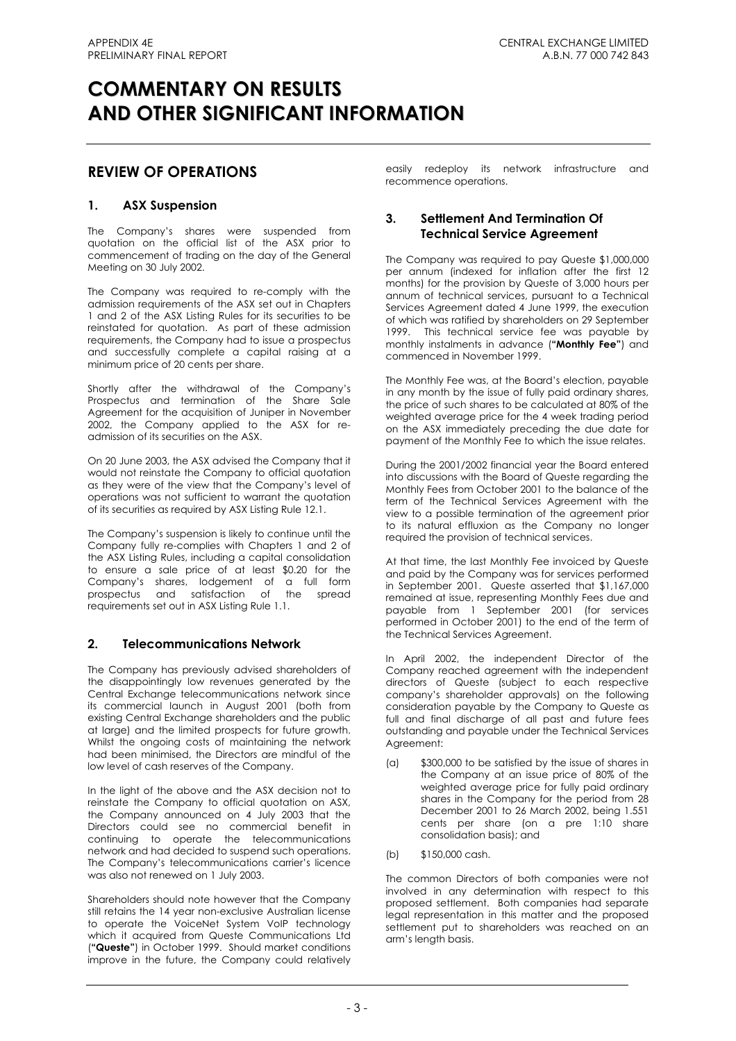# COMMENTARY ON RESULTS AND OTHER SIGNIFICANT INFORMATION

## REVIEW OF OPERATIONS

### 1. ASX Suspension

The Company's shares were suspended from quotation on the official list of the ASX prior to commencement of trading on the day of the General Meeting on 30 July 2002.

The Company was required to re-comply with the admission requirements of the ASX set out in Chapters 1 and 2 of the ASX Listing Rules for its securities to be reinstated for quotation. As part of these admission requirements, the Company had to issue a prospectus and successfully complete a capital raising at a minimum price of 20 cents per share.

Shortly after the withdrawal of the Company's Prospectus and termination of the Share Sale Agreement for the acquisition of Juniper in November 2002, the Company applied to the ASX for re-admission of its securities on the ASX.

On 20 June 2003, the ASX advised the Company that it would not reinstate the Company to official quotation as they were of the view that the Company's level of operations was not sufficient to warrant the quotation of its securities as required by ASX Listing Rule 12.1.

The Company's suspension is likely to continue until the Company fully re-complies with Chapters 1 and 2 of the ASX Listing Rules, including a capital consolidation to ensure a sale price of at least $0.20 for the Company's shares, lodgement of a full form prospectus and satisfaction of the spread requirements set out in ASX Listing Rule 1.1.

### 2. Telecommunications Network

The Company has previously advised shareholders of the disappointingly low revenues generated by the Central Exchange telecommunications network since its commercial launch in August 2001 (both from existing Central Exchange shareholders and the public at large) and the limited prospects for future growth. Whilst the ongoing costs of maintaining the network had been minimised, the Directors are mindful of the low level of cash reserves of the Company.

In the light of the above and the ASX decision not to reinstate the Company to official quotation on ASX, the Company announced on 4 July 2003 that the Directors could see no commercial benefit in continuing to operate the telecommunications network and had decided to suspend such operations. The Company's telecommunications carrier's licence was also not renewed on 1 July 2003.

Shareholders should note however that the Company still retains the 14 year non-exclusive Australian license to operate the VoiceNet System VoIP technology which it acquired from Queste Communications Ltd (**"Queste"**) in October 1999. Should market conditions improve in the future, the Company could relatively easily redeploy its network infrastructure and recommence operations.

### 3. Settlement And Termination Of Technical Service Agreement

The Company was required to pay Queste $1,000,000 per annum (indexed for inflation after the first 12 months) for the provision by Queste of 3,000 hours per annum of technical services, pursuant to a Technical Services Agreement dated 4 June 1999, the execution of which was ratified by shareholders on 29 September 1999. This technical service fee was payable by monthly instalments in advance (**"Monthly Fee"**) and commenced in November 1999.

The Monthly Fee was, at the Board's election, payable in any month by the issue of fully paid ordinary shares, the price of such shares to be calculated at 80% of the weighted average price for the 4 week trading period on the ASX immediately preceding the due date for payment of the Monthly Fee to which the issue relates.

During the 2001/2002 financial year the Board entered into discussions with the Board of Queste regarding the Monthly Fees from October 2001 to the balance of the term of the Technical Services Agreement with the view to a possible termination of the agreement prior to its natural effluxion as the Company no longer required the provision of technical services.

At that time, the last Monthly Fee invoiced by Queste and paid by the Company was for services performed in September 2001. Queste asserted that $1,167,000 remained at issue, representing Monthly Fees due and payable from 1 September 2001 (for services performed in October 2001) to the end of the term of the Technical Services Agreement.

In April 2002, the independent Director of the Company reached agreement with the independent directors of Queste (subject to each respective company's shareholder approvals) on the following consideration payable by the Company to Queste as full and final discharge of all past and future fees outstanding and payable under the Technical Services Agreement:

(a) $300,000 to be satisfied by the issue of shares in the Company at an issue price of 80% of the weighted average price for fully paid ordinary shares in the Company for the period from 28 December 2001 to 26 March 2002, being 1.551 cents per share (on a pre 1:10 share consolidation basis); and

(b) $150,000 cash.

The common Directors of both companies were not involved in any determination with respect to this proposed settlement. Both companies had separate legal representation in this matter and the proposed settlement put to shareholders was reached on an arm's length basis.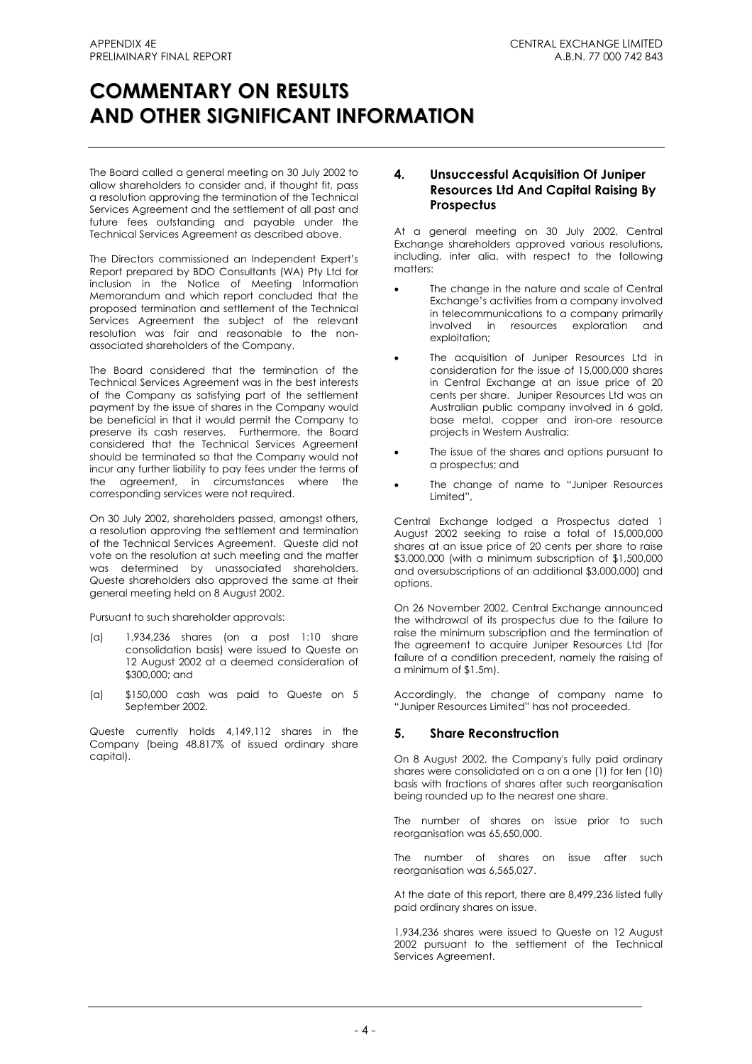# COMMENTARY ON RESULTS AND OTHER SIGNIFICANT INFORMATION

The Board called a general meeting on 30 July 2002 to allow shareholders to consider and, if thought fit, pass a resolution approving the termination of the Technical Services Agreement and the settlement of all past and future fees outstanding and payable under the Technical Services Agreement as described above.

The Directors commissioned an Independent Expert's Report prepared by BDO Consultants (WA) Pty Ltd for inclusion in the Notice of Meeting Information Memorandum and which report concluded that the proposed termination and settlement of the Technical Services Agreement the subject of the relevant resolution was fair and reasonable to the non-associated shareholders of the Company.

The Board considered that the termination of the Technical Services Agreement was in the best interests of the Company as satisfying part of the settlement payment by the issue of shares in the Company would be beneficial in that it would permit the Company to preserve its cash reserves. Furthermore, the Board considered that the Technical Services Agreement should be terminated so that the Company would not incur any further liability to pay fees under the terms of the agreement, in circumstances where the corresponding services were not required.

On 30 July 2002, shareholders passed, amongst others, a resolution approving the settlement and termination of the Technical Services Agreement. Queste did not vote on the resolution at such meeting and the matter was determined by unassociated shareholders. Queste shareholders also approved the same at their general meeting held on 8 August 2002.

Pursuant to such shareholder approvals:

(a) 1,934,236 shares (on a post 1:10 share consolidation basis) were issued to Queste on 12 August 2002 at a deemed consideration of \$300,000; and

(a) \$150,000 cash was paid to Queste on 5 September 2002.

Queste currently holds 4,149,112 shares in the Company (being 48.817% of issued ordinary share capital).

## 4. Unsuccessful Acquisition Of Juniper Resources Ltd And Capital Raising By Prospectus

At a general meeting on 30 July 2002, Central Exchange shareholders approved various resolutions, including, inter alia, with respect to the following matters:

- The change in the nature and scale of Central Exchange's activities from a company involved in telecommunications to a company primarily involved in resources exploration and exploitation;
- The acquisition of Juniper Resources Ltd in consideration for the issue of 15,000,000 shares in Central Exchange at an issue price of 20 cents per share. Juniper Resources Ltd was an Australian public company involved in 6 gold, base metal, copper and iron-ore resource projects in Western Australia;
- The issue of the shares and options pursuant to a prospectus; and
- The change of name to "Juniper Resources Limited",

Central Exchange lodged a Prospectus dated 1 August 2002 seeking to raise a total of 15,000,000 shares at an issue price of 20 cents per share to raise \$3,000,000 (with a minimum subscription of \$1,500,000 and oversubscriptions of an additional \$3,000,000) and options.

On 26 November 2002, Central Exchange announced the withdrawal of its prospectus due to the failure to raise the minimum subscription and the termination of the agreement to acquire Juniper Resources Ltd (for failure of a condition precedent, namely the raising of a minimum of \$1.5m).

Accordingly, the change of company name to "Juniper Resources Limited" has not proceeded.

## 5. Share Reconstruction

On 8 August 2002, the Company's fully paid ordinary shares were consolidated on a on a one (1) for ten (10) basis with fractions of shares after such reorganisation being rounded up to the nearest one share.

The number of shares on issue prior to such reorganisation was 65,650,000.

The number of shares on issue after such reorganisation was 6,565,027.

At the date of this report, there are 8,499,236 listed fully paid ordinary shares on issue.

1,934,236 shares were issued to Queste on 12 August 2002 pursuant to the settlement of the Technical Services Agreement.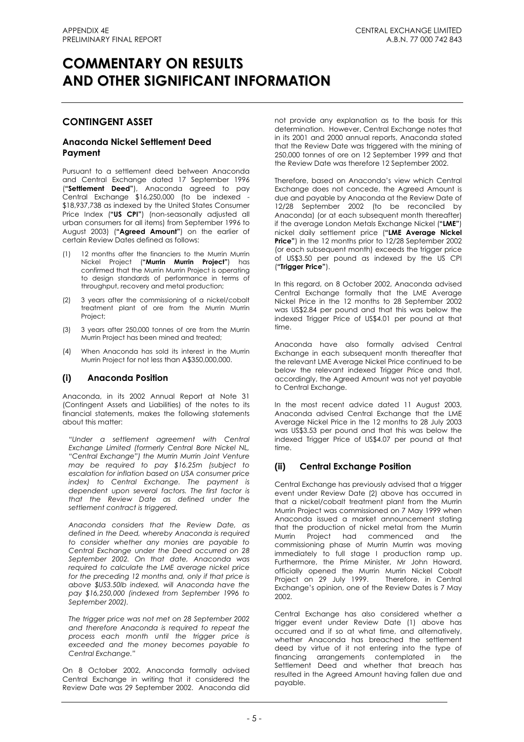# COMMENTARY ON RESULTS AND OTHER SIGNIFICANT INFORMATION

## CONTINGENT ASSET

### Anaconda Nickel Settlement Deed Payment

Pursuant to a settlement deed between Anaconda and Central Exchange dated 17 September 1996 (**"Settlement Deed"**), Anaconda agreed to pay Central Exchange $16,250,000 (to be indexed - $18,937,738 as indexed by the United States Consumer Price Index (**"US CPI"**) (non-seasonally adjusted all urban consumers for all items) from September 1996 to August 2003) (**"Agreed Amount"**) on the earlier of certain Review Dates defined as follows:

(1) 12 months after the financiers to the Murrin Murrin Nickel Project (**"Murrin Murrin Project"**) has confirmed that the Murrin Murrin Project is operating to design standards of performance in terms of throughput, recovery and metal production;

(2) 3 years after the commissioning of a nickel/cobalt treatment plant of ore from the Murrin Murrin Project;

(3) 3 years after 250,000 tonnes of ore from the Murrin Murrin Project has been mined and treated;

(4) When Anaconda has sold its interest in the Murrin Murrin Project for not less than A$350,000,000.

## (i) Anaconda Position

Anaconda, in its 2002 Annual Report at Note 31 (Contingent Assets and Liabilities) of the notes to its financial statements, makes the following statements about this matter:

*"Under a settlement agreement with Central Exchange Limited (formerly Central Bore Nickel NL, "Central Exchange") the Murrin Murrin Joint Venture may be required to pay $16.25m (subject to escalation for inflation based on USA consumer price index) to Central Exchange. The payment is dependent upon several factors. The first factor is that the Review Date as defined under the settlement contract is triggered.*

*Anaconda considers that the Review Date, as defined in the Deed, whereby Anaconda is required to consider whether any monies are payable to Central Exchange under the Deed occurred on 28 September 2002. On that date, Anaconda was required to calculate the LME average nickel price for the preceding 12 months and, only if that price is above $US3.50lb indexed, will Anaconda have the pay $16,250,000 (indexed from September 1996 to September 2002).*

*The trigger price was not met on 28 September 2002 and therefore Anaconda is required to repeat the process each month until the trigger price is exceeded and the money becomes payable to Central Exchange."*

On 8 October 2002, Anaconda formally advised Central Exchange in writing that it considered the Review Date was 29 September 2002. Anaconda did not provide any explanation as to the basis for this determination. However, Central Exchange notes that in its 2001 and 2000 annual reports, Anaconda stated that the Review Date was triggered with the mining of 250,000 tonnes of ore on 12 September 1999 and that the Review Date was therefore 12 September 2002.

Therefore, based on Anaconda's view which Central Exchange does not concede, the Agreed Amount is due and payable by Anaconda at the Review Date of 12/28 September 2002 (to be reconciled by Anaconda) (or at each subsequent month thereafter) if the average London Metals Exchange Nickel (**"LME"**) nickel daily settlement price (**"LME Average Nickel Price"**) in the 12 months prior to 12/28 September 2002 (or each subsequent month) exceeds the trigger price of US$3.50 per pound as indexed by the US CPI (**"Trigger Price"**).

In this regard, on 8 October 2002, Anaconda advised Central Exchange formally that the LME Average Nickel Price in the 12 months to 28 September 2002 was US$2.84 per pound and that this was below the indexed Trigger Price of US$4.01 per pound at that time.

Anaconda have also formally advised Central Exchange in each subsequent month thereafter that the relevant LME Average Nickel Price continued to be below the relevant indexed Trigger Price and that, accordingly, the Agreed Amount was not yet payable to Central Exchange.

In the most recent advice dated 11 August 2003, Anaconda advised Central Exchange that the LME Average Nickel Price in the 12 months to 28 July 2003 was US$3.53 per pound and that this was below the indexed Trigger Price of US$4.07 per pound at that time.

## (ii) Central Exchange Position

Central Exchange has previously advised that a trigger event under Review Date (2) above has occurred in that a nickel/cobalt treatment plant from the Murrin Murrin Project was commissioned on 7 May 1999 when Anaconda issued a market announcement stating that the production of nickel metal from the Murrin Murrin Project had commenced and the commissioning phase of Murrin Murrin was moving immediately to full stage I production ramp up. Furthermore, the Prime Minister, Mr John Howard, officially opened the Murrin Murrin Nickel Cobalt Project on 29 July 1999. Therefore, in Central Exchange's opinion, one of the Review Dates is 7 May 2002.

Central Exchange has also considered whether a trigger event under Review Date (1) above has occurred and if so at what time, and alternatively, whether Anaconda has breached the settlement deed by virtue of it not entering into the type of financing arrangements contemplated in the Settlement Deed and whether that breach has resulted in the Agreed Amount having fallen due and payable.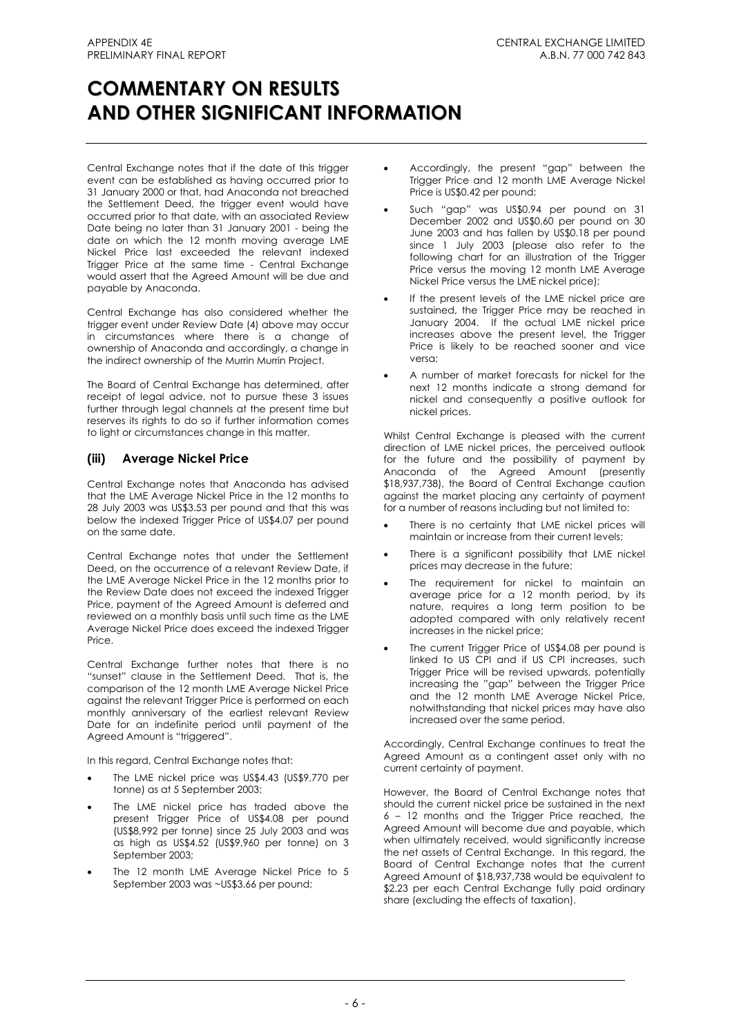# COMMENTARY ON RESULTS AND OTHER SIGNIFICANT INFORMATION

Central Exchange notes that if the date of this trigger event can be established as having occurred prior to 31 January 2000 or that, had Anaconda not breached the Settlement Deed, the trigger event would have occurred prior to that date, with an associated Review Date being no later than 31 January 2001 - being the date on which the 12 month moving average LME Nickel Price last exceeded the relevant indexed Trigger Price at the same time - Central Exchange would assert that the Agreed Amount will be due and payable by Anaconda.

Central Exchange has also considered whether the trigger event under Review Date (4) above may occur in circumstances where there is a change of ownership of Anaconda and accordingly, a change in the indirect ownership of the Murrin Murrin Project.

The Board of Central Exchange has determined, after receipt of legal advice, not to pursue these 3 issues further through legal channels at the present time but reserves its rights to do so if further information comes to light or circumstances change in this matter.

### (iii) Average Nickel Price

Central Exchange notes that Anaconda has advised that the LME Average Nickel Price in the 12 months to 28 July 2003 was US$3.53 per pound and that this was below the indexed Trigger Price of US$4.07 per pound on the same date.

Central Exchange notes that under the Settlement Deed, on the occurrence of a relevant Review Date, if the LME Average Nickel Price in the 12 months prior to the Review Date does not exceed the indexed Trigger Price, payment of the Agreed Amount is deferred and reviewed on a monthly basis until such time as the LME Average Nickel Price does exceed the indexed Trigger Price.

Central Exchange further notes that there is no "sunset" clause in the Settlement Deed. That is, the comparison of the 12 month LME Average Nickel Price against the relevant Trigger Price is performed on each monthly anniversary of the earliest relevant Review Date for an indefinite period until payment of the Agreed Amount is "triggered".

In this regard, Central Exchange notes that:

- The LME nickel price was US$4.43 (US$9,770 per tonne) as at 5 September 2003;
- The LME nickel price has traded above the present Trigger Price of US$4.08 per pound (US$8,992 per tonne) since 25 July 2003 and was as high as US$4.52 (US$9,960 per tonne) on 3 September 2003;
- The 12 month LME Average Nickel Price to 5 September 2003 was ~US$3.66 per pound;
- Accordingly, the present "gap" between the Trigger Price and 12 month LME Average Nickel Price is US$0.42 per pound;
- Such "gap" was US$0.94 per pound on 31 December 2002 and US$0.60 per pound on 30 June 2003 and has fallen by US$0.18 per pound since 1 July 2003 (please also refer to the following chart for an illustration of the Trigger Price versus the moving 12 month LME Average Nickel Price versus the LME nickel price);
- If the present levels of the LME nickel price are sustained, the Trigger Price may be reached in January 2004. If the actual LME nickel price increases above the present level, the Trigger Price is likely to be reached sooner and vice versa;
- A number of market forecasts for nickel for the next 12 months indicate a strong demand for nickel and consequently a positive outlook for nickel prices.

Whilst Central Exchange is pleased with the current direction of LME nickel prices, the perceived outlook for the future and the possibility of payment by Anaconda of the Agreed Amount (presently $18,937,738), the Board of Central Exchange caution against the market placing any certainty of payment for a number of reasons including but not limited to:

- There is no certainty that LME nickel prices will maintain or increase from their current levels;
- There is a significant possibility that LME nickel prices may decrease in the future;
- The requirement for nickel to maintain an average price for a 12 month period, by its nature, requires a long term position to be adopted compared with only relatively recent increases in the nickel price;
- The current Trigger Price of US$4.08 per pound is linked to US CPI and if US CPI increases, such Trigger Price will be revised upwards, potentially increasing the "gap" between the Trigger Price and the 12 month LME Average Nickel Price, notwithstanding that nickel prices may have also increased over the same period.

Accordingly, Central Exchange continues to treat the Agreed Amount as a contingent asset only with no current certainty of payment.

However, the Board of Central Exchange notes that should the current nickel price be sustained in the next 6 – 12 months and the Trigger Price reached, the Agreed Amount will become due and payable, which when ultimately received, would significantly increase the net assets of Central Exchange. In this regard, the Board of Central Exchange notes that the current Agreed Amount of $18,937,738 would be equivalent to $2.23 per each Central Exchange fully paid ordinary share (excluding the effects of taxation).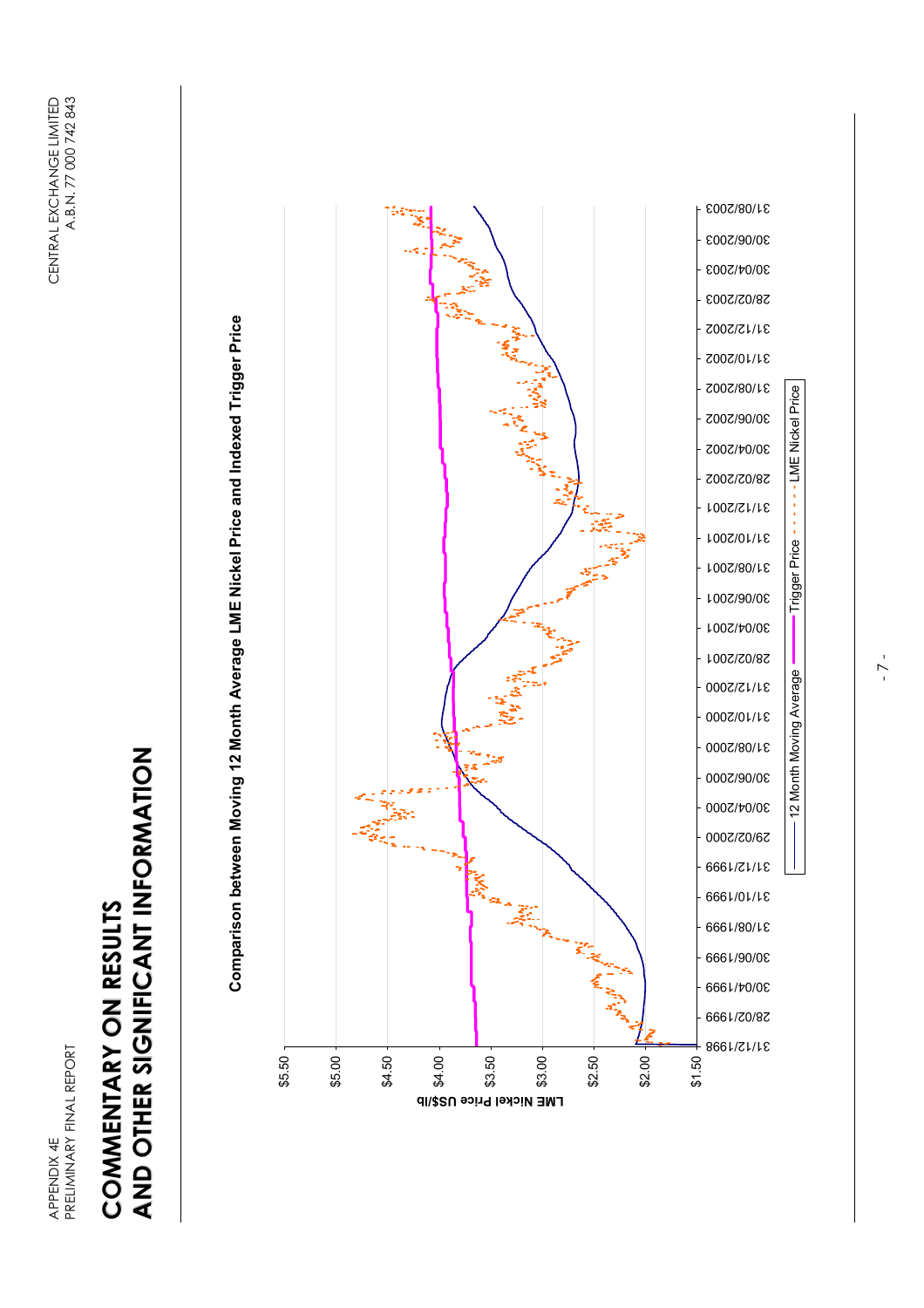# COMMENTARY ON RESULTS AND OTHER SIGNIFICANT INFORMATION

**Comparison between Moving 12 Month Average LME Nickel Price and Indexed Trigger Price**

LME Nickel Price US$/lb

$5.50
$5.00
$4.50
$4.00
$3.50
$3.00
$2.50
$2.00
$1.50

31/12/1998 28/02/1999 30/04/1999 30/06/1999 31/08/1999 31/10/1999 31/12/1999 29/02/2000 30/04/2000 30/06/2000 31/08/2000 31/10/2000 31/12/2000 28/02/2001 30/04/2001 30/06/2001 31/08/2001 31/10/2001 31/12/2001 28/02/2002 30/04/2002 30/06/2002 31/08/2002 31/10/2002 31/12/2002 28/02/2003 30/04/2003 30/06/2003 31/08/2003

12 Month Moving Average — Trigger Price — LME Nickel Price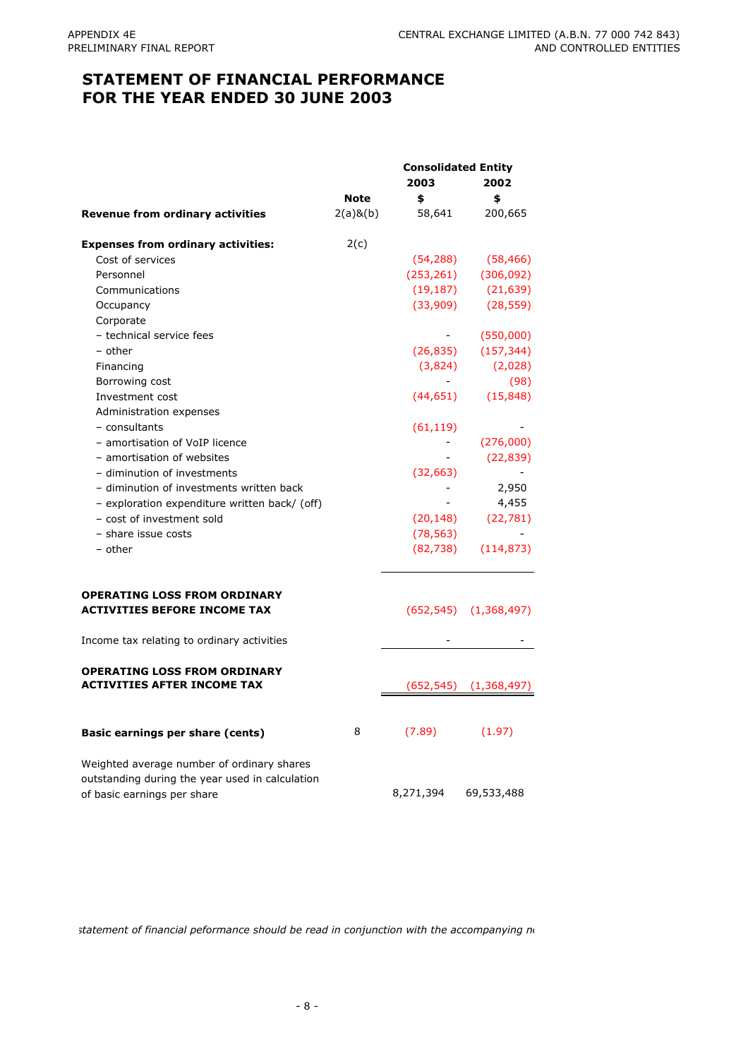# STATEMENT OF FINANCIAL PERFORMANCE FOR THE YEAR ENDED 30 JUNE 2003

| | Note | Consolidated Entity 2003 $ | 2002 $ |
|---|---|---|---|
| **Revenue from ordinary activities** | 2(a)&(b) | 58,641 | 200,665 |
| | | | |
| **Expenses from ordinary activities:** | 2(c) | | |
| Cost of services | | (54,288) | (58,466) |
| Personnel | | (253,261) | (306,092) |
| Communications | | (19,187) | (21,639) |
| Occupancy | | (33,909) | (28,559) |
| Corporate | | | |
| – technical service fees | | - | (550,000) |
| – other | | (26,835) | (157,344) |
| Financing | | (3,824) | (2,028) |
| Borrowing cost | | - | (98) |
| Investment cost | | (44,651) | (15,848) |
| Administration expenses | | | |
| – consultants | | (61,119) | - |
| – amortisation of VoIP licence | | - | (276,000) |
| – amortisation of websites | | - | (22,839) |
| – diminution of investments | | (32,663) | - |
| – diminution of investments written back | | - | 2,950 |
| – exploration expenditure written back/ (off) | | - | 4,455 |
| – cost of investment sold | | (20,148) | (22,781) |
| – share issue costs | | (78,563) | - |
| – other | | (82,738) | (114,873) |
| | | | |
| **OPERATING LOSS FROM ORDINARY ACTIVITIES BEFORE INCOME TAX** | | (652,545) | (1,368,497) |
| | | | |
| Income tax relating to ordinary activities | | - | - |
| | | | |
| **OPERATING LOSS FROM ORDINARY ACTIVITIES AFTER INCOME TAX** | | (652,545) | (1,368,497) |
| | | | |
| **Basic earnings per share (cents)** | 8 | (7.89) | (1.97) |
| | | | |
| Weighted average number of ordinary shares outstanding during the year used in calculation of basic earnings per share | | 8,271,394 | 69,533,488 |

*statement of financial peformance should be read in conjunction with the accompanying n*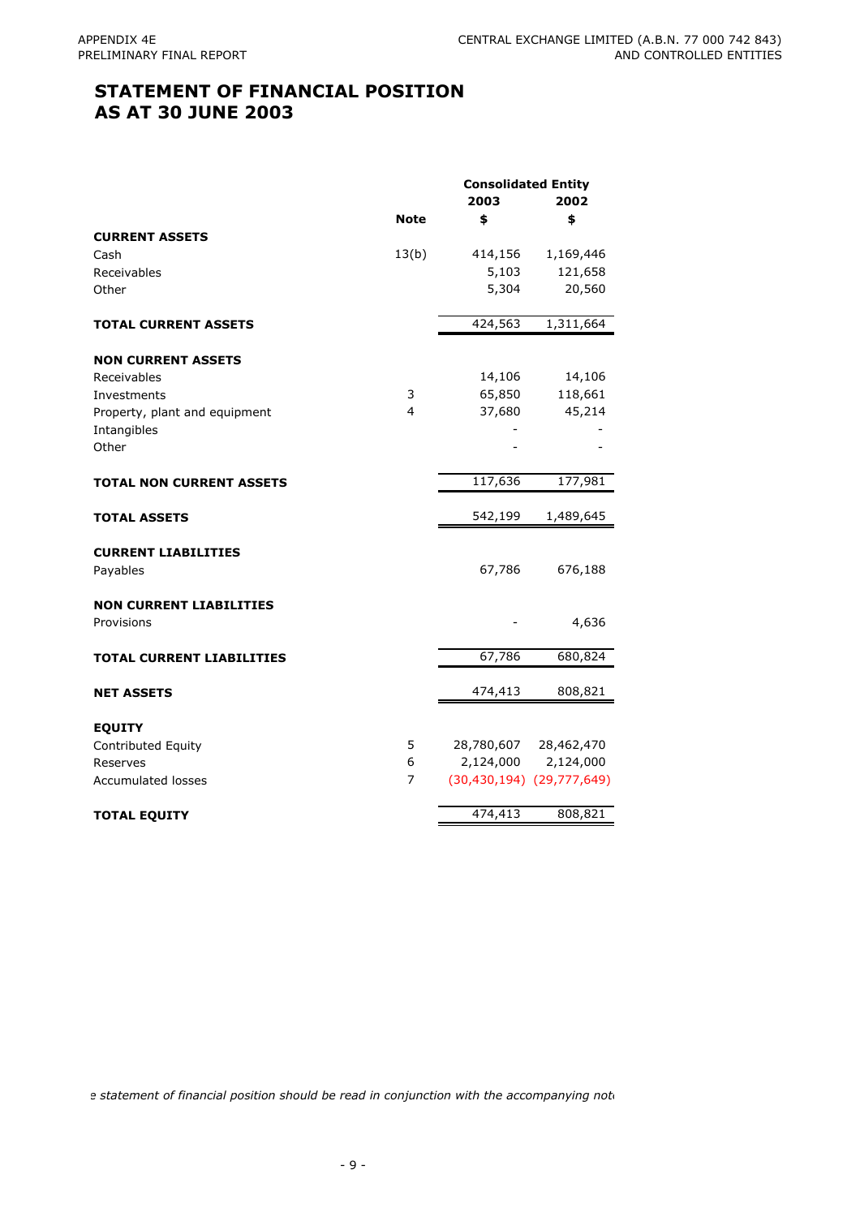# STATEMENT OF FINANCIAL POSITION AS AT 30 JUNE 2003

| | Note | Consolidated Entity 2003 $ | 2002 $ |
|---|---|---|---|
| **CURRENT ASSETS** | | | |
| Cash | 13(b) | 414,156 | 1,169,446 |
| Receivables | | 5,103 | 121,658 |
| Other | | 5,304 | 20,560 |
| **TOTAL CURRENT ASSETS** | | 424,563 | 1,311,664 |
| **NON CURRENT ASSETS** | | | |
| Receivables | | 14,106 | 14,106 |
| Investments | 3 | 65,850 | 118,661 |
| Property, plant and equipment | 4 | 37,680 | 45,214 |
| Intangibles | | - | - |
| Other | | - | - |
| **TOTAL NON CURRENT ASSETS** | | 117,636 | 177,981 |
| **TOTAL ASSETS** | | 542,199 | 1,489,645 |
| **CURRENT LIABILITIES** | | | |
| Payables | | 67,786 | 676,188 |
| **NON CURRENT LIABILITIES** | | | |
| Provisions | | - | 4,636 |
| **TOTAL CURRENT LIABILITIES** | | 67,786 | 680,824 |
| **NET ASSETS** | | 474,413 | 808,821 |
| **EQUITY** | | | |
| Contributed Equity | 5 | 28,780,607 | 28,462,470 |
| Reserves | 6 | 2,124,000 | 2,124,000 |
| Accumulated losses | 7 | (30,430,194) | (29,777,649) |
| **TOTAL EQUITY** | | 474,413 | 808,821 |

*e statement of financial position should be read in conjunction with the accompanying not*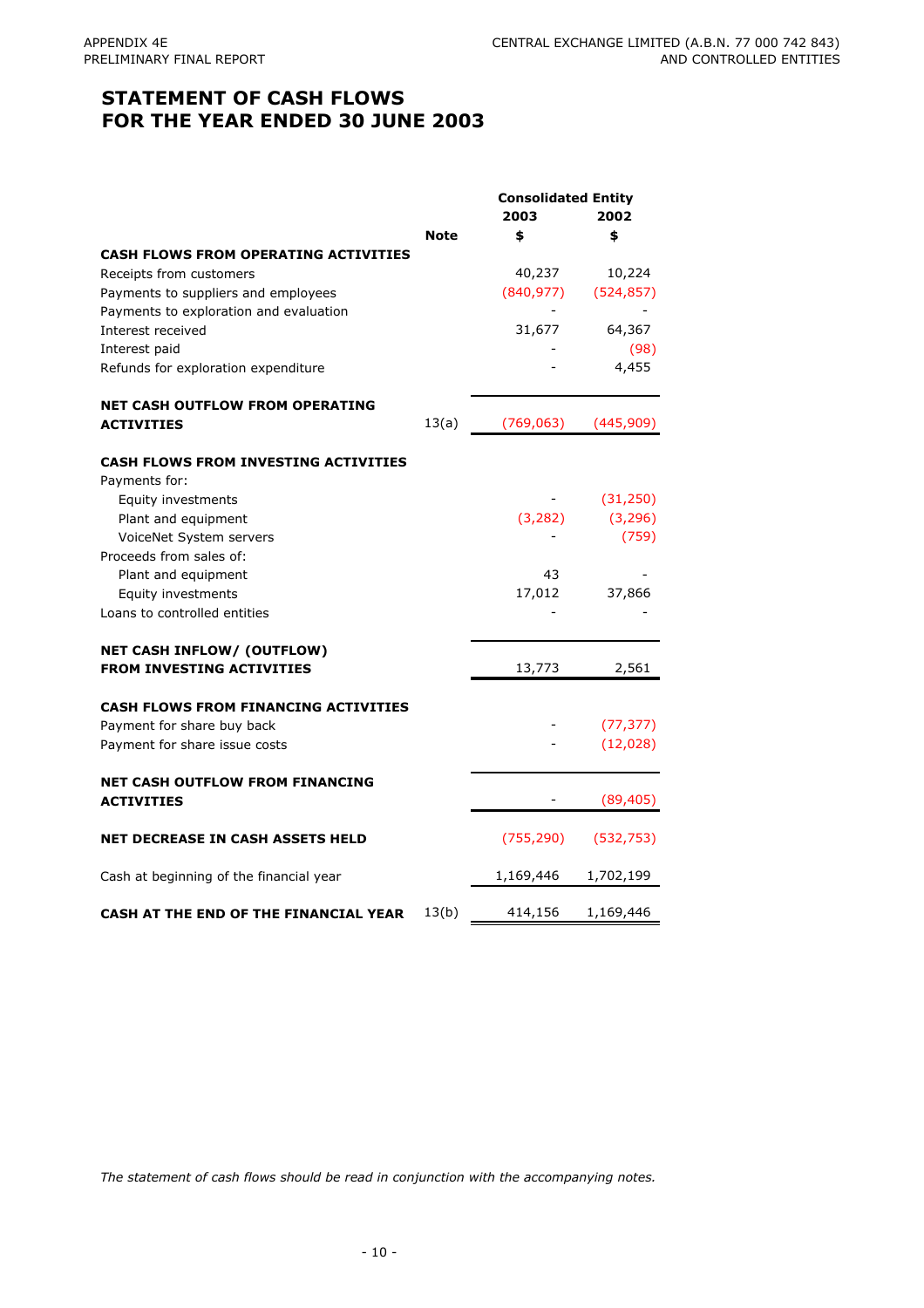# STATEMENT OF CASH FLOWS
# FOR THE YEAR ENDED 30 JUNE 2003

| | Note | Consolidated Entity 2003 $ | 2002 $ |
|---|---|---|---|
| **CASH FLOWS FROM OPERATING ACTIVITIES** | | | |
| Receipts from customers | | 40,237 | 10,224 |
| Payments to suppliers and employees | | (840,977) | (524,857) |
| Payments to exploration and evaluation | | - | - |
| Interest received | | 31,677 | 64,367 |
| Interest paid | | - | (98) |
| Refunds for exploration expenditure | | - | 4,455 |
| **NET CASH OUTFLOW FROM OPERATING ACTIVITIES** | 13(a) | (769,063) | (445,909) |
| **CASH FLOWS FROM INVESTING ACTIVITIES** | | | |
| Payments for: | | | |
| Equity investments | | - | (31,250) |
| Plant and equipment | | (3,282) | (3,296) |
| VoiceNet System servers | | - | (759) |
| Proceeds from sales of: | | | |
| Plant and equipment | | 43 | - |
| Equity investments | | 17,012 | 37,866 |
| Loans to controlled entities | | - | - |
| **NET CASH INFLOW/ (OUTFLOW) FROM INVESTING ACTIVITIES** | | 13,773 | 2,561 |
| **CASH FLOWS FROM FINANCING ACTIVITIES** | | | |
| Payment for share buy back | | - | (77,377) |
| Payment for share issue costs | | - | (12,028) |
| **NET CASH OUTFLOW FROM FINANCING ACTIVITIES** | | - | (89,405) |
| **NET DECREASE IN CASH ASSETS HELD** | | (755,290) | (532,753) |
| Cash at beginning of the financial year | | 1,169,446 | 1,702,199 |
| **CASH AT THE END OF THE FINANCIAL YEAR** | 13(b) | 414,156 | 1,169,446 |

*The statement of cash flows should be read in conjunction with the accompanying notes.*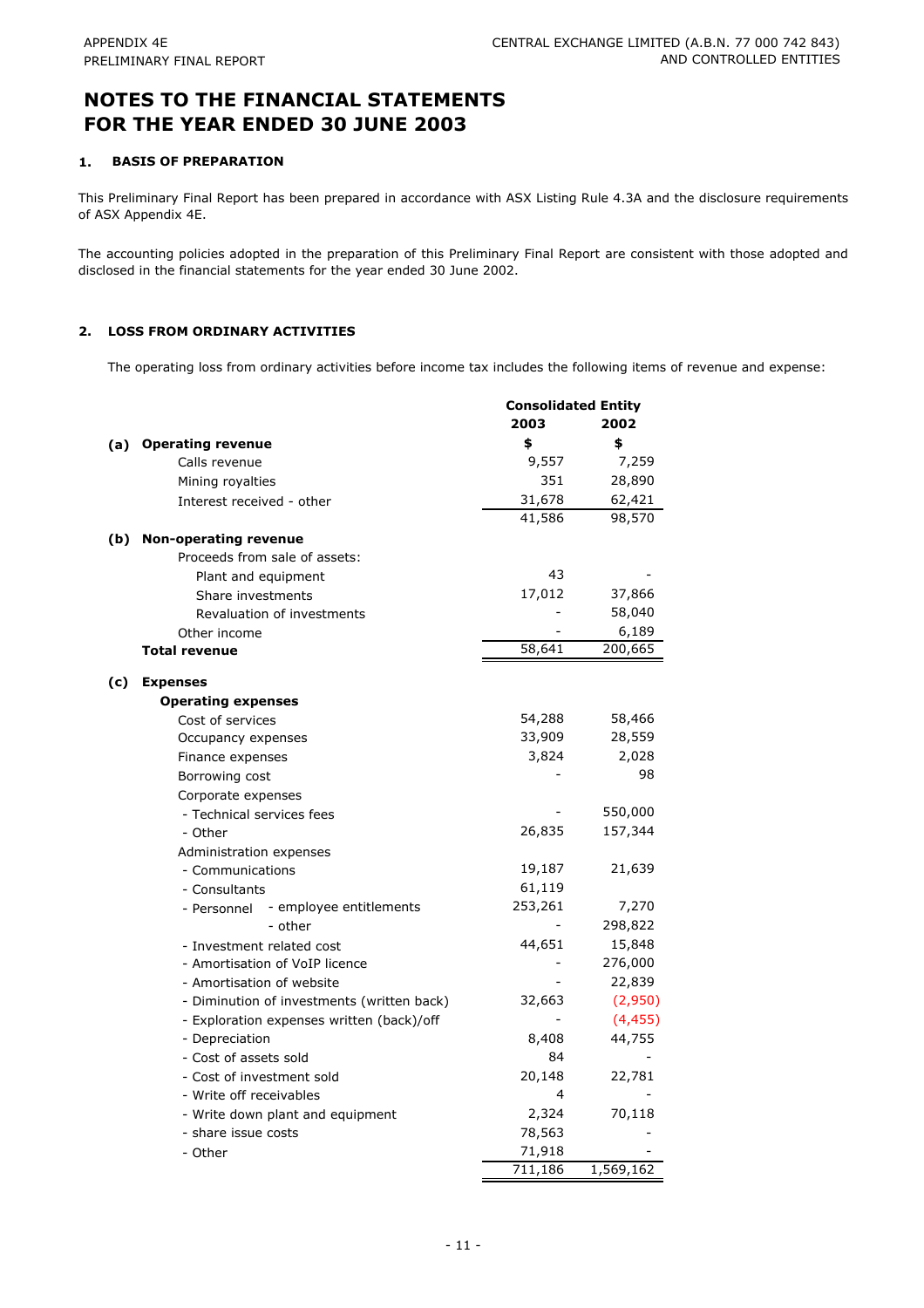# NOTES TO THE FINANCIAL STATEMENTS FOR THE YEAR ENDED 30 JUNE 2003

## 1. BASIS OF PREPARATION

This Preliminary Final Report has been prepared in accordance with ASX Listing Rule 4.3A and the disclosure requirements of ASX Appendix 4E.

The accounting policies adopted in the preparation of this Preliminary Final Report are consistent with those adopted and disclosed in the financial statements for the year ended 30 June 2002.

## 2. LOSS FROM ORDINARY ACTIVITIES

The operating loss from ordinary activities before income tax includes the following items of revenue and expense:

| | Consolidated Entity | |
|---|---|---|
| | **2003** | **2002** |
| | **$** | **$** |
| **(a) Operating revenue** | | |
| Calls revenue | 9,557 | 7,259 |
| Mining royalties | 351 | 28,890 |
| Interest received - other | 31,678 | 62,421 |
| | 41,586 | 98,570 |
| **(b) Non-operating revenue** | | |
| Proceeds from sale of assets: | | |
| Plant and equipment | 43 | - |
| Share investments | 17,012 | 37,866 |
| Revaluation of investments | - | 58,040 |
| Other income | - | 6,189 |
| **Total revenue** | 58,641 | 200,665 |
| **(c) Expenses** | | |
| **Operating expenses** | | |
| Cost of services | 54,288 | 58,466 |
| Occupancy expenses | 33,909 | 28,559 |
| Finance expenses | 3,824 | 2,028 |
| Borrowing cost | - | 98 |
| Corporate expenses | | |
| - Technical services fees | - | 550,000 |
| - Other | 26,835 | 157,344 |
| Administration expenses | | |
| - Communications | 19,187 | 21,639 |
| - Consultants | 61,119 | |
| - Personnel - employee entitlements | 253,261 | 7,270 |
| - other | - | 298,822 |
| - Investment related cost | 44,651 | 15,848 |
| - Amortisation of VoIP licence | - | 276,000 |
| - Amortisation of website | - | 22,839 |
| - Diminution of investments (written back) | 32,663 | (2,950) |
| - Exploration expenses written (back)/off | - | (4,455) |
| - Depreciation | 8,408 | 44,755 |
| - Cost of assets sold | 84 | - |
| - Cost of investment sold | 20,148 | 22,781 |
| - Write off receivables | 4 | - |
| - Write down plant and equipment | 2,324 | 70,118 |
| - share issue costs | 78,563 | - |
| - Other | 71,918 | - |
| | 711,186 | 1,569,162 |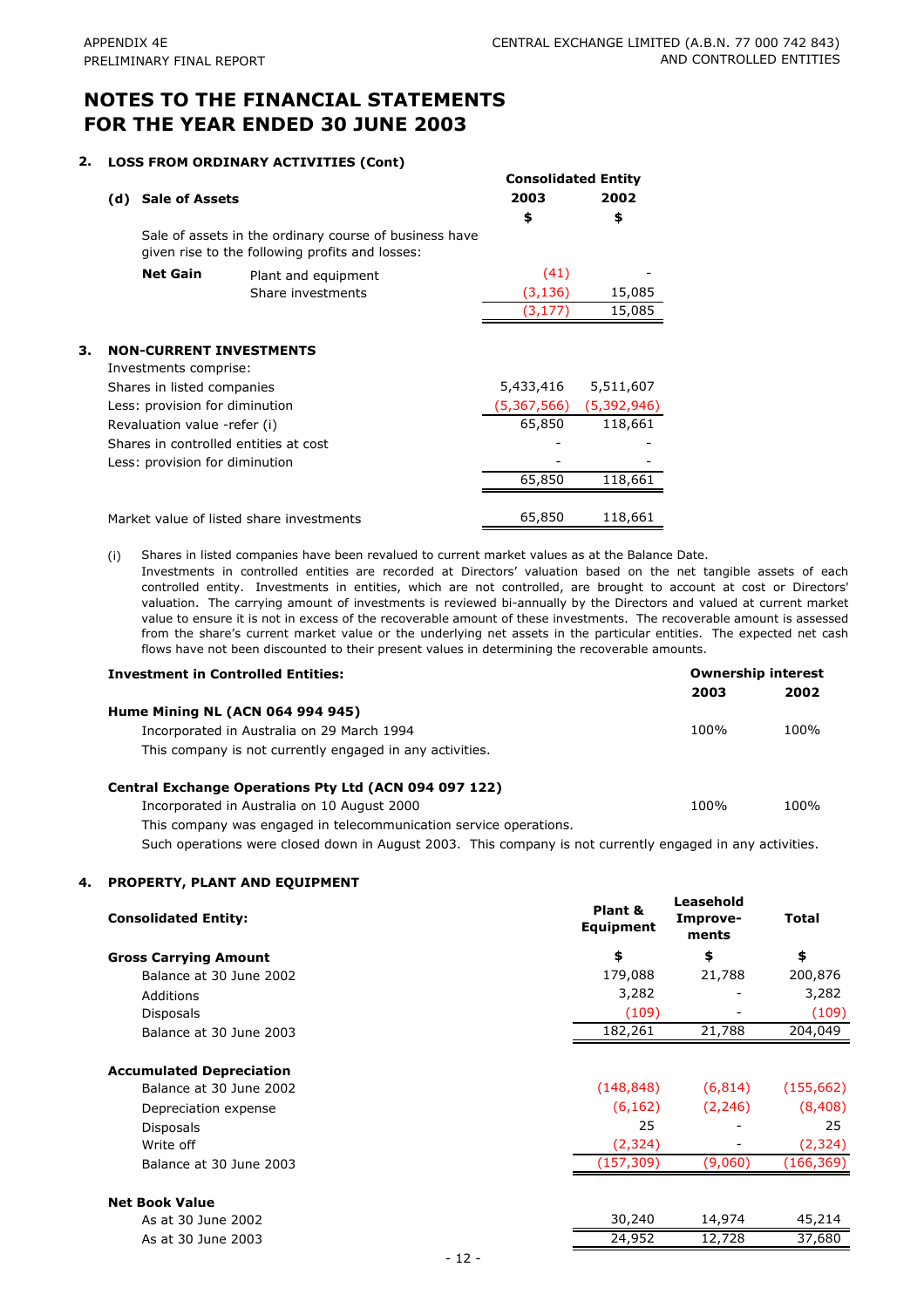# NOTES TO THE FINANCIAL STATEMENTS FOR THE YEAR ENDED 30 JUNE 2003

## 2. LOSS FROM ORDINARY ACTIVITIES (Cont)

| (d) Sale of Assets | | Consolidated Entity 2003 $ | Consolidated Entity 2002 $ |
|---|---|---|---|
| Sale of assets in the ordinary course of business have given rise to the following profits and losses: | | | |
| **Net Gain** | Plant and equipment | (41) | - |
| | Share investments | (3,136) | 15,085 |
| | | (3,177) | 15,085 |

## 3. NON-CURRENT INVESTMENTS

| Investments comprise: | 2003 $ | 2002 $ |
|---|---|---|
| Shares in listed companies | 5,433,416 | 5,511,607 |
| Less: provision for diminution | (5,367,566) | (5,392,946) |
| Revaluation value -refer (i) | 65,850 | 118,661 |
| Shares in controlled entities at cost | - | - |
| Less: provision for diminution | - | - |
| | 65,850 | 118,661 |
| Market value of listed share investments | 65,850 | 118,661 |

(i) Shares in listed companies have been revalued to current market values as at the Balance Date. Investments in controlled entities are recorded at Directors' valuation based on the net tangible assets of each controlled entity. Investments in entities, which are not controlled, are brought to account at cost or Directors' valuation. The carrying amount of investments is reviewed bi-annually by the Directors and valued at current market value to ensure it is not in excess of the recoverable amount of these investments. The recoverable amount is assessed from the share's current market value or the underlying net assets in the particular entities. The expected net cash flows have not been discounted to their present values in determining the recoverable amounts.

| Investment in Controlled Entities: | Ownership interest 2003 | Ownership interest 2002 |
|---|---|---|
| **Hume Mining NL (ACN 064 994 945)** | | |
| Incorporated in Australia on 29 March 1994 | 100% | 100% |
| This company is not currently engaged in any activities. | | |
| **Central Exchange Operations Pty Ltd (ACN 094 097 122)** | | |
| Incorporated in Australia on 10 August 2000 | 100% | 100% |
| This company was engaged in telecommunication service operations. Such operations were closed down in August 2003. This company is not currently engaged in any activities. | | |

## 4. PROPERTY, PLANT AND EQUIPMENT

| Consolidated Entity: | Plant & Equipment | Leasehold Improvements | Total |
|---|---|---|---|
| **Gross Carrying Amount** | $ | $ | $ |
| Balance at 30 June 2002 | 179,088 | 21,788 | 200,876 |
| Additions | 3,282 | - | 3,282 |
| Disposals | (109) | - | (109) |
| Balance at 30 June 2003 | 182,261 | 21,788 | 204,049 |
| **Accumulated Depreciation** | | | |
| Balance at 30 June 2002 | (148,848) | (6,814) | (155,662) |
| Depreciation expense | (6,162) | (2,246) | (8,408) |
| Disposals | 25 | - | 25 |
| Write off | (2,324) | - | (2,324) |
| Balance at 30 June 2003 | (157,309) | (9,060) | (166,369) |
| **Net Book Value** | | | |
| As at 30 June 2002 | 30,240 | 14,974 | 45,214 |
| As at 30 June 2003 | 24,952 | 12,728 | 37,680 |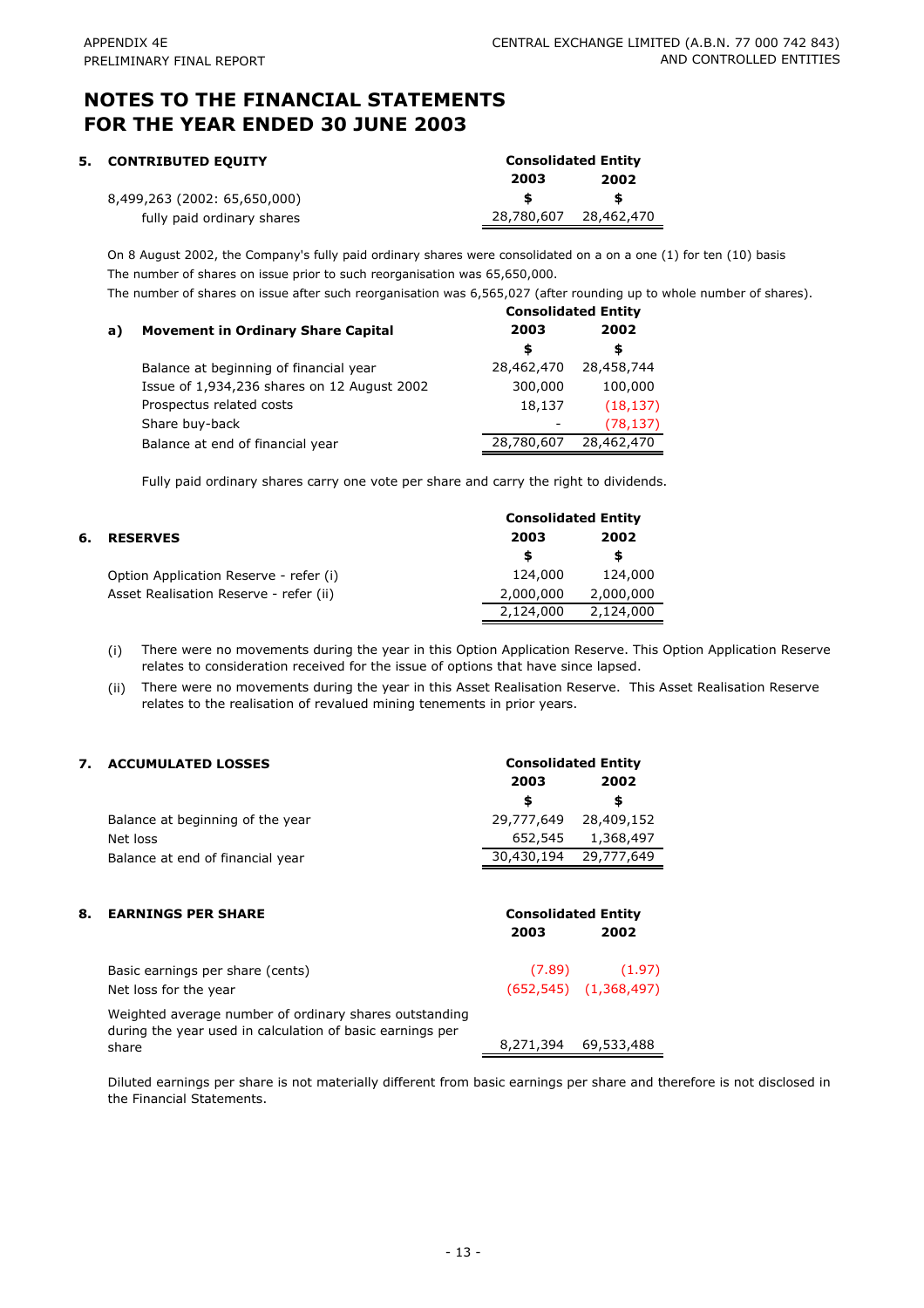# NOTES TO THE FINANCIAL STATEMENTS FOR THE YEAR ENDED 30 JUNE 2003

## 5. CONTRIBUTED EQUITY

| | Consolidated Entity | |
|---|---|---|
| | 2003 | 2002 |
| | $ | $ |
| 8,499,263 (2002: 65,650,000) fully paid ordinary shares | 28,780,607 | 28,462,470 |

On 8 August 2002, the Company's fully paid ordinary shares were consolidated on a on a one (1) for ten (10) basis
The number of shares on issue prior to such reorganisation was 65,650,000.
The number of shares on issue after such reorganisation was 6,565,027 (after rounding up to whole number of shares).

**a) Movement in Ordinary Share Capital**

| | Consolidated Entity | |
|---|---|---|
| | 2003 | 2002 |
| | $ | $ |
| Balance at beginning of financial year | 28,462,470 | 28,458,744 |
| Issue of 1,934,236 shares on 12 August 2002 | 300,000 | 100,000 |
| Prospectus related costs | 18,137 | (18,137) |
| Share buy-back | - | (78,137) |
| Balance at end of financial year | 28,780,607 | 28,462,470 |

Fully paid ordinary shares carry one vote per share and carry the right to dividends.

## 6. RESERVES

| | Consolidated Entity | |
|---|---|---|
| | 2003 | 2002 |
| | $ | $ |
| Option Application Reserve - refer (i) | 124,000 | 124,000 |
| Asset Realisation Reserve - refer (ii) | 2,000,000 | 2,000,000 |
| | 2,124,000 | 2,124,000 |

(i) There were no movements during the year in this Option Application Reserve. This Option Application Reserve relates to consideration received for the issue of options that have since lapsed.

(ii) There were no movements during the year in this Asset Realisation Reserve. This Asset Realisation Reserve relates to the realisation of revalued mining tenements in prior years.

## 7. ACCUMULATED LOSSES

| | Consolidated Entity | |
|---|---|---|
| | 2003 | 2002 |
| | $ | $ |
| Balance at beginning of the year | 29,777,649 | 28,409,152 |
| Net loss | 652,545 | 1,368,497 |
| Balance at end of financial year | 30,430,194 | 29,777,649 |

## 8. EARNINGS PER SHARE

| | Consolidated Entity | |
|---|---|---|
| | 2003 | 2002 |
| Basic earnings per share (cents) | (7.89) | (1.97) |
| Net loss for the year | (652,545) | (1,368,497) |
| Weighted average number of ordinary shares outstanding during the year used in calculation of basic earnings per share | 8,271,394 | 69,533,488 |

Diluted earnings per share is not materially different from basic earnings per share and therefore is not disclosed in the Financial Statements.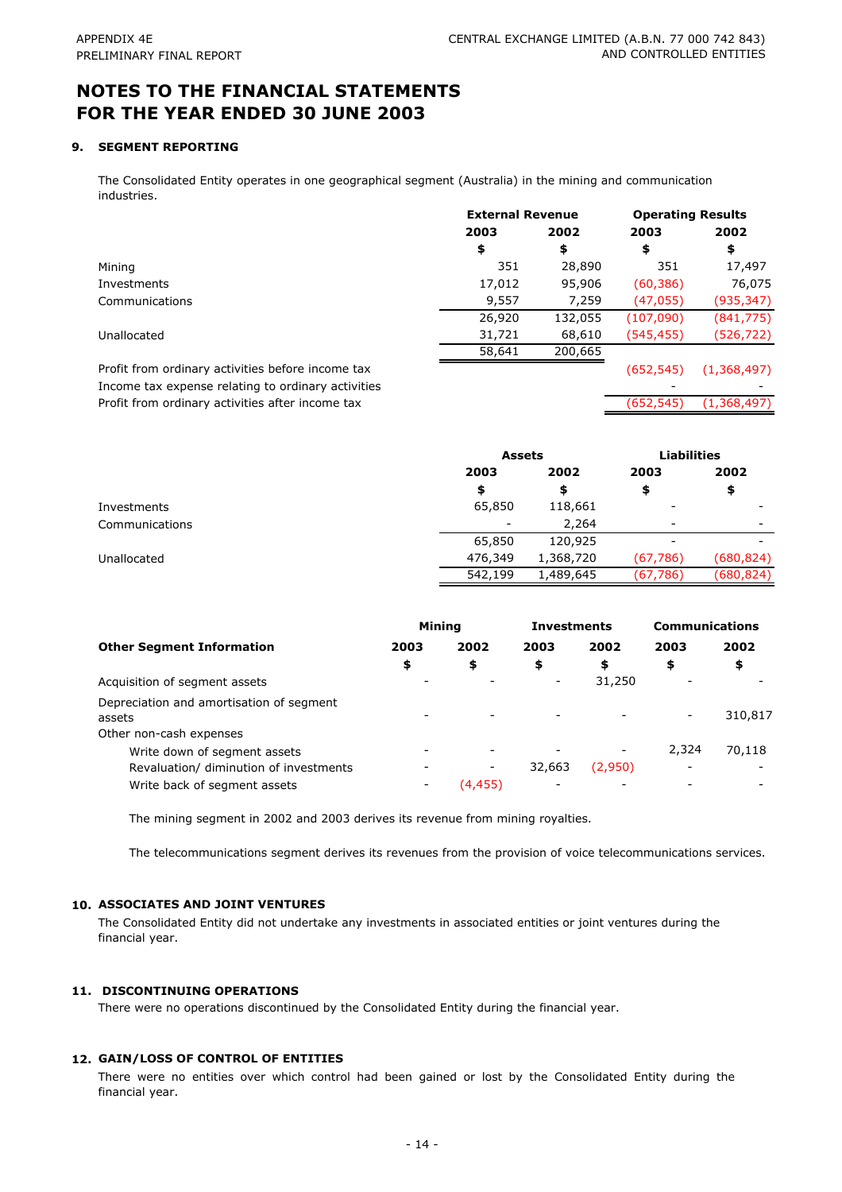# NOTES TO THE FINANCIAL STATEMENTS FOR THE YEAR ENDED 30 JUNE 2003

## 9. SEGMENT REPORTING

The Consolidated Entity operates in one geographical segment (Australia) in the mining and communication industries.

| | External Revenue | | Operating Results | |
|---|---|---|---|---|
| | 2003 | 2002 | 2003 | 2002 |
| | $ | $ | $ | $ |
| Mining | 351 | 28,890 | 351 | 17,497 |
| Investments | 17,012 | 95,906 | (60,386) | 76,075 |
| Communications | 9,557 | 7,259 | (47,055) | (935,347) |
| | 26,920 | 132,055 | (107,090) | (841,775) |
| Unallocated | 31,721 | 68,610 | (545,455) | (526,722) |
| | 58,641 | 200,665 | | |
| Profit from ordinary activities before income tax | | | (652,545) | (1,368,497) |
| Income tax expense relating to ordinary activities | | | - | - |
| Profit from ordinary activities after income tax | | | (652,545) | (1,368,497) |

| | Assets | | Liabilities | |
|---|---|---|---|---|
| | 2003 | 2002 | 2003 | 2002 |
| | $ | $ | $ | $ |
| Investments | 65,850 | 118,661 | - | - |
| Communications | - | 2,264 | - | - |
| | 65,850 | 120,925 | - | - |
| Unallocated | 476,349 | 1,368,720 | (67,786) | (680,824) |
| | 542,199 | 1,489,645 | (67,786) | (680,824) |

| | Mining | | Investments | | Communications | |
|---|---|---|---|---|---|---|
| **Other Segment Information** | 2003 | 2002 | 2003 | 2002 | 2003 | 2002 |
| | $ | $ | $ | $ | $ | $ |
| Acquisition of segment assets | - | - | - | 31,250 | - | - |
| Depreciation and amortisation of segment assets | - | - | - | - | - | 310,817 |
| Other non-cash expenses | | | | | | |
| Write down of segment assets | - | - | - | - | 2,324 | 70,118 |
| Revaluation/ diminution of investments | - | - | 32,663 | (2,950) | - | - |
| Write back of segment assets | - | (4,455) | - | - | - | - |

The mining segment in 2002 and 2003 derives its revenue from mining royalties.

The telecommunications segment derives its revenues from the provision of voice telecommunications services.

## 10. ASSOCIATES AND JOINT VENTURES

The Consolidated Entity did not undertake any investments in associated entities or joint ventures during the financial year.

## 11. DISCONTINUING OPERATIONS

There were no operations discontinued by the Consolidated Entity during the financial year.

## 12. GAIN/LOSS OF CONTROL OF ENTITIES

There were no entities over which control had been gained or lost by the Consolidated Entity during the financial year.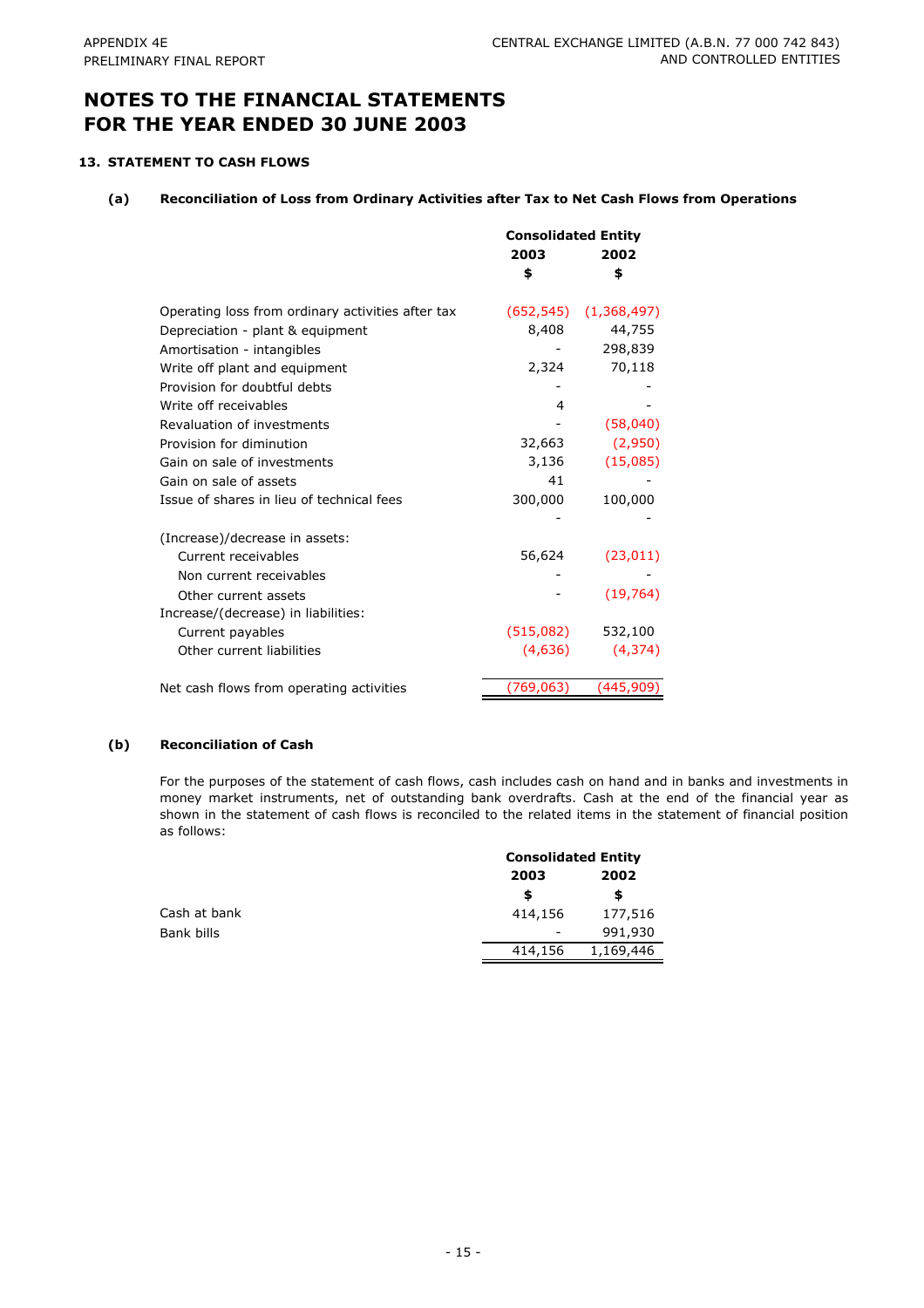# NOTES TO THE FINANCIAL STATEMENTS FOR THE YEAR ENDED 30 JUNE 2003

## 13. STATEMENT TO CASH FLOWS

### (a) Reconciliation of Loss from Ordinary Activities after Tax to Net Cash Flows from Operations

| | Consolidated Entity | |
|---|---|---|
| | 2003 | 2002 |
| | $ | $ |
| Operating loss from ordinary activities after tax | (652,545) | (1,368,497) |
| Depreciation - plant & equipment | 8,408 | 44,755 |
| Amortisation - intangibles | - | 298,839 |
| Write off plant and equipment | 2,324 | 70,118 |
| Provision for doubtful debts | - | - |
| Write off receivables | 4 | - |
| Revaluation of investments | - | (58,040) |
| Provision for diminution | 32,663 | (2,950) |
| Gain on sale of investments | 3,136 | (15,085) |
| Gain on sale of assets | 41 | - |
| Issue of shares in lieu of technical fees | 300,000 | 100,000 |
| | - | - |
| (Increase)/decrease in assets: | | |
| Current receivables | 56,624 | (23,011) |
| Non current receivables | - | - |
| Other current assets | - | (19,764) |
| Increase/(decrease) in liabilities: | | |
| Current payables | (515,082) | 532,100 |
| Other current liabilities | (4,636) | (4,374) |
| Net cash flows from operating activities | (769,063) | (445,909) |

### (b) Reconciliation of Cash

For the purposes of the statement of cash flows, cash includes cash on hand and in banks and investments in money market instruments, net of outstanding bank overdrafts. Cash at the end of the financial year as shown in the statement of cash flows is reconciled to the related items in the statement of financial position as follows:

| | Consolidated Entity | |
|---|---|---|
| | 2003 | 2002 |
| | $ | $ |
| Cash at bank | 414,156 | 177,516 |
| Bank bills | - | 991,930 |
| | 414,156 | 1,169,446 |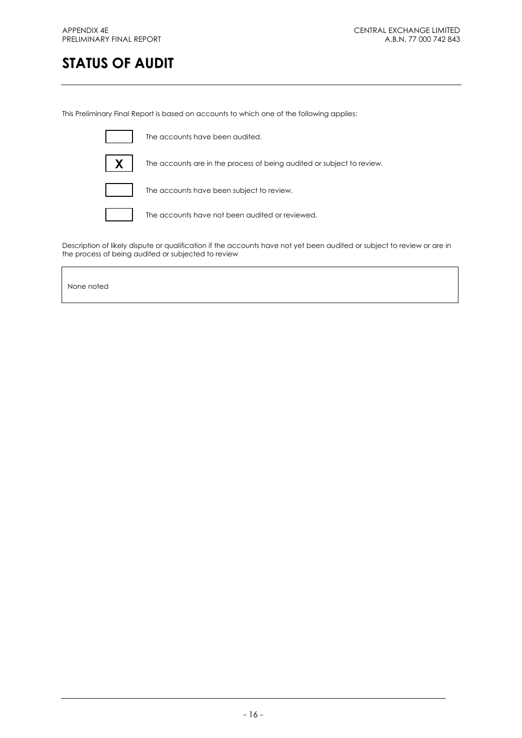# STATUS OF AUDIT

This Preliminary Final Report is based on accounts to which one of the following applies:

| | |
|---|---|
| | The accounts have been audited. |
| X | The accounts are in the process of being audited or subject to review. |
| | The accounts have been subject to review. |
| | The accounts have not been audited or reviewed. |

Description of likely dispute or qualification if the accounts have not yet been audited or subject to review or are in the process of being audited or subjected to review

None noted